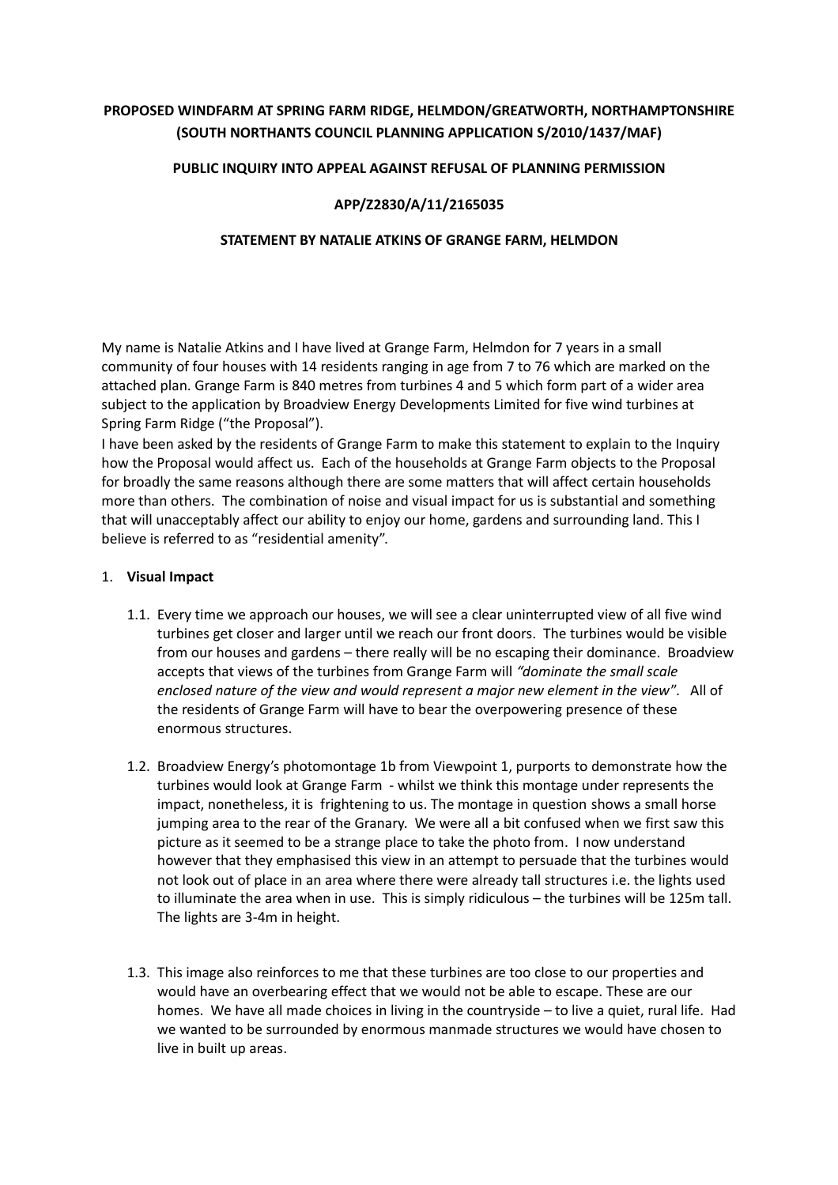**PROPOSED WINDFARM AT SPRING FARM RIDGE, HELMDON/GREATWORTH, NORTHAMPTONSHIRE (SOUTH NORTHANTS COUNCIL PLANNING APPLICATION S/2010/1437/MAF)**

**PUBLIC INQUIRY INTO APPEAL AGAINST REFUSAL OF PLANNING PERMISSION**

**APP/Z2830/A/11/2165035**

**STATEMENT BY NATALIE ATKINS OF GRANGE FARM, HELMDON**

My name is Natalie Atkins and I have lived at Grange Farm, Helmdon for 7 years in a small community of four houses with 14 residents ranging in age from 7 to 76 which are marked on the attached plan. Grange Farm is 840 metres from turbines 4 and 5 which form part of a wider area subject to the application by Broadview Energy Developments Limited for five wind turbines at Spring Farm Ridge ("the Proposal").

I have been asked by the residents of Grange Farm to make this statement to explain to the Inquiry how the Proposal would affect us. Each of the households at Grange Farm objects to the Proposal for broadly the same reasons although there are some matters that will affect certain households more than others. The combination of noise and visual impact for us is substantial and something that will unacceptably affect our ability to enjoy our home, gardens and surrounding land. This I believe is referred to as "residential amenity".

1. **Visual Impact**

   1.1. Every time we approach our houses, we will see a clear uninterrupted view of all five wind turbines get closer and larger until we reach our front doors. The turbines would be visible from our houses and gardens – there really will be no escaping their dominance. Broadview accepts that views of the turbines from Grange Farm will *"dominate the small scale enclosed nature of the view and would represent a major new element in the view"*. All of the residents of Grange Farm will have to bear the overpowering presence of these enormous structures.

   1.2. Broadview Energy's photomontage 1b from Viewpoint 1, purports to demonstrate how the turbines would look at Grange Farm - whilst we think this montage under represents the impact, nonetheless, it is frightening to us. The montage in question shows a small horse jumping area to the rear of the Granary. We were all a bit confused when we first saw this picture as it seemed to be a strange place to take the photo from. I now understand however that they emphasised this view in an attempt to persuade that the turbines would not look out of place in an area where there were already tall structures i.e. the lights used to illuminate the area when in use. This is simply ridiculous – the turbines will be 125m tall. The lights are 3-4m in height.

   1.3. This image also reinforces to me that these turbines are too close to our properties and would have an overbearing effect that we would not be able to escape. These are our homes. We have all made choices in living in the countryside – to live a quiet, rural life. Had we wanted to be surrounded by enormous manmade structures we would have chosen to live in built up areas.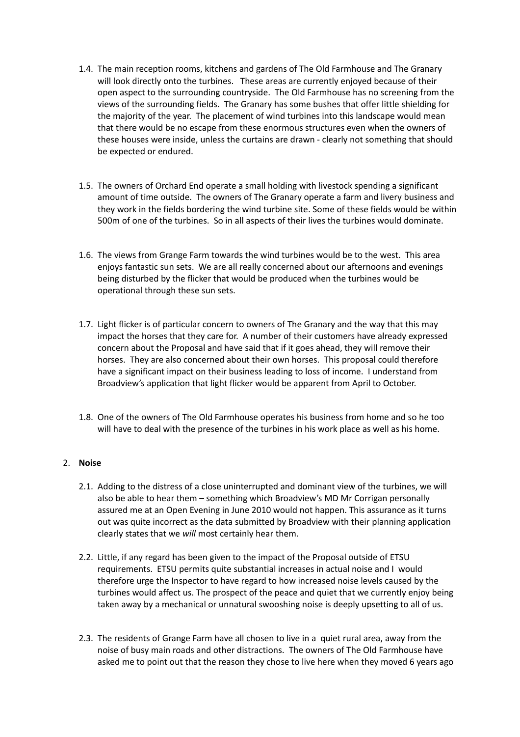1.4. The main reception rooms, kitchens and gardens of The Old Farmhouse and The Granary will look directly onto the turbines. These areas are currently enjoyed because of their open aspect to the surrounding countryside. The Old Farmhouse has no screening from the views of the surrounding fields. The Granary has some bushes that offer little shielding for the majority of the year. The placement of wind turbines into this landscape would mean that there would be no escape from these enormous structures even when the owners of these houses were inside, unless the curtains are drawn - clearly not something that should be expected or endured.

1.5. The owners of Orchard End operate a small holding with livestock spending a significant amount of time outside. The owners of The Granary operate a farm and livery business and they work in the fields bordering the wind turbine site. Some of these fields would be within 500m of one of the turbines. So in all aspects of their lives the turbines would dominate.

1.6. The views from Grange Farm towards the wind turbines would be to the west. This area enjoys fantastic sun sets. We are all really concerned about our afternoons and evenings being disturbed by the flicker that would be produced when the turbines would be operational through these sun sets.

1.7. Light flicker is of particular concern to owners of The Granary and the way that this may impact the horses that they care for. A number of their customers have already expressed concern about the Proposal and have said that if it goes ahead, they will remove their horses. They are also concerned about their own horses. This proposal could therefore have a significant impact on their business leading to loss of income. I understand from Broadview's application that light flicker would be apparent from April to October.

1.8. One of the owners of The Old Farmhouse operates his business from home and so he too will have to deal with the presence of the turbines in his work place as well as his home.

2. **Noise**

2.1. Adding to the distress of a close uninterrupted and dominant view of the turbines, we will also be able to hear them – something which Broadview's MD Mr Corrigan personally assured me at an Open Evening in June 2010 would not happen. This assurance as it turns out was quite incorrect as the data submitted by Broadview with their planning application clearly states that we *will* most certainly hear them.

2.2. Little, if any regard has been given to the impact of the Proposal outside of ETSU requirements. ETSU permits quite substantial increases in actual noise and I would therefore urge the Inspector to have regard to how increased noise levels caused by the turbines would affect us. The prospect of the peace and quiet that we currently enjoy being taken away by a mechanical or unnatural swooshing noise is deeply upsetting to all of us.

2.3. The residents of Grange Farm have all chosen to live in a quiet rural area, away from the noise of busy main roads and other distractions. The owners of The Old Farmhouse have asked me to point out that the reason they chose to live here when they moved 6 years ago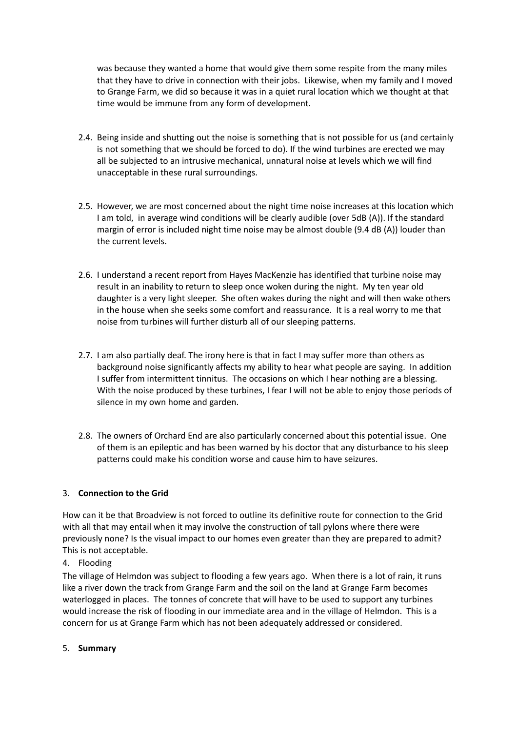was because they wanted a home that would give them some respite from the many miles that they have to drive in connection with their jobs. Likewise, when my family and I moved to Grange Farm, we did so because it was in a quiet rural location which we thought at that time would be immune from any form of development.

2.4. Being inside and shutting out the noise is something that is not possible for us (and certainly is not something that we should be forced to do). If the wind turbines are erected we may all be subjected to an intrusive mechanical, unnatural noise at levels which we will find unacceptable in these rural surroundings.

2.5. However, we are most concerned about the night time noise increases at this location which I am told, in average wind conditions will be clearly audible (over 5dB (A)). If the standard margin of error is included night time noise may be almost double (9.4 dB (A)) louder than the current levels.

2.6. I understand a recent report from Hayes MacKenzie has identified that turbine noise may result in an inability to return to sleep once woken during the night. My ten year old daughter is a very light sleeper. She often wakes during the night and will then wake others in the house when she seeks some comfort and reassurance. It is a real worry to me that noise from turbines will further disturb all of our sleeping patterns.

2.7. I am also partially deaf. The irony here is that in fact I may suffer more than others as background noise significantly affects my ability to hear what people are saying. In addition I suffer from intermittent tinnitus. The occasions on which I hear nothing are a blessing. With the noise produced by these turbines, I fear I will not be able to enjoy those periods of silence in my own home and garden.

2.8. The owners of Orchard End are also particularly concerned about this potential issue. One of them is an epileptic and has been warned by his doctor that any disturbance to his sleep patterns could make his condition worse and cause him to have seizures.

3. **Connection to the Grid**

How can it be that Broadview is not forced to outline its definitive route for connection to the Grid with all that may entail when it may involve the construction of tall pylons where there were previously none? Is the visual impact to our homes even greater than they are prepared to admit? This is not acceptable.

4. Flooding

The village of Helmdon was subject to flooding a few years ago. When there is a lot of rain, it runs like a river down the track from Grange Farm and the soil on the land at Grange Farm becomes waterlogged in places. The tonnes of concrete that will have to be used to support any turbines would increase the risk of flooding in our immediate area and in the village of Helmdon. This is a concern for us at Grange Farm which has not been adequately addressed or considered.

5. **Summary**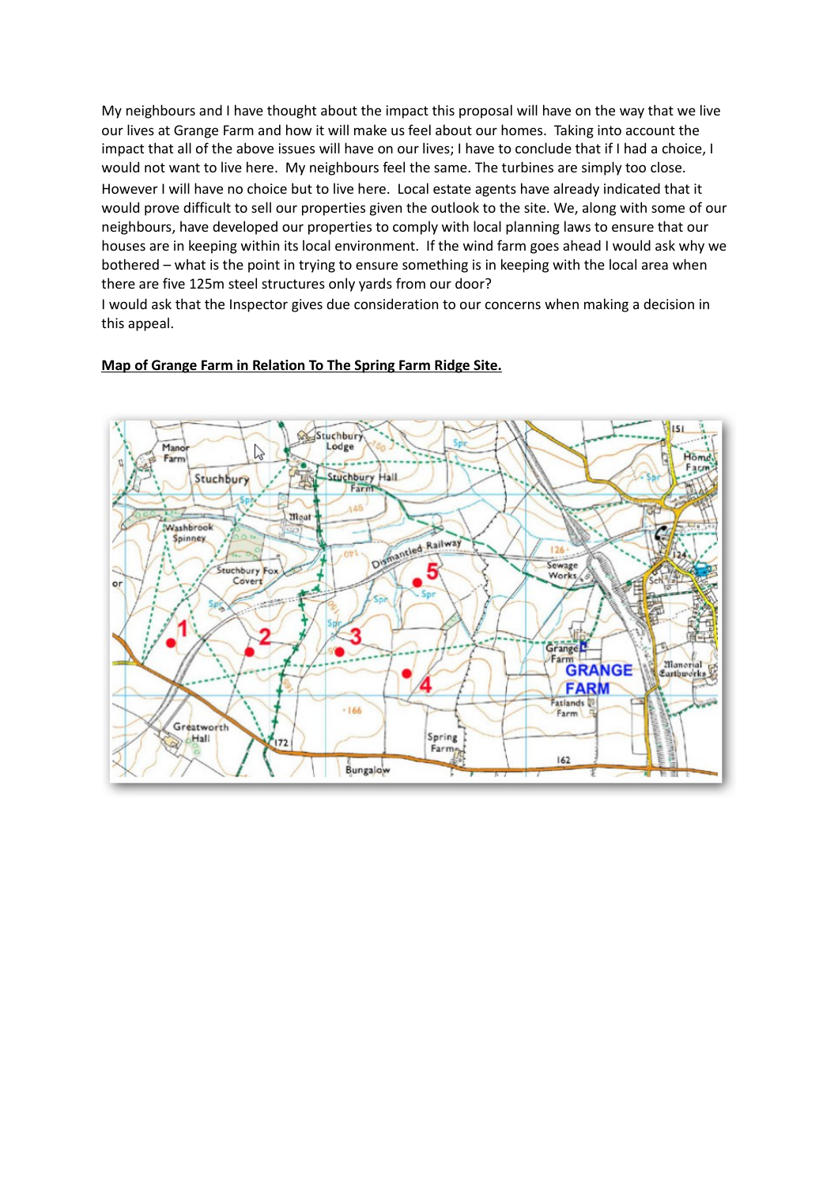My neighbours and I have thought about the impact this proposal will have on the way that we live our lives at Grange Farm and how it will make us feel about our homes. Taking into account the impact that all of the above issues will have on our lives; I have to conclude that if I had a choice, I would not want to live here. My neighbours feel the same. The turbines are simply too close.

However I will have no choice but to live here. Local estate agents have already indicated that it would prove difficult to sell our properties given the outlook to the site. We, along with some of our neighbours, have developed our properties to comply with local planning laws to ensure that our houses are in keeping within its local environment. If the wind farm goes ahead I would ask why we bothered – what is the point in trying to ensure something is in keeping with the local area when there are five 125m steel structures only yards from our door?

I would ask that the Inspector gives due consideration to our concerns when making a decision in this appeal.

**Map of Grange Farm in Relation To The Spring Farm Ridge Site.**

Manor Farm
Stuchbury
Stuchbury Lodge
Stuchbury Hall Farm
Moat
Washbrook Spinney
Stuchbury Fox Covert
Dismantled Railway
Sewage Works
Home Farm
1
2
3
4
5
Grange Farm
GRANGE FARM
Fatlands Farm
Manorial Earthworks
Greatworth Hall
Spring Farm
Bungalow
172
166
162
151
126
124